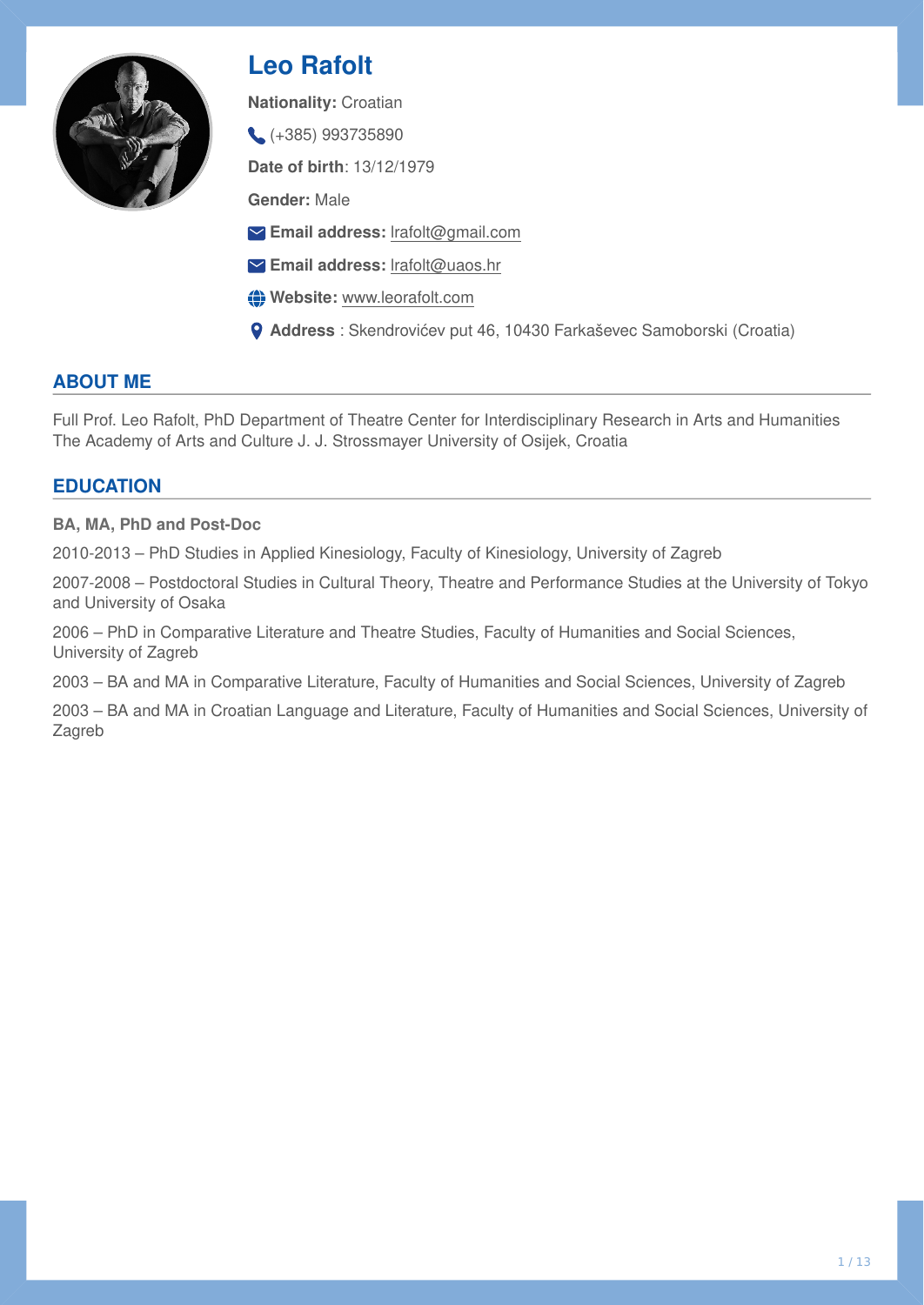# Leo Rafolt

**Nationality:** Croatian

(+385) 993735890

**Date of birth**: 13/12/1979

**Gender:** Male

**Email address:** lrafolt@gmail.com

**Email address:** lrafolt@uaos.hr

**Website:** www.leorafolt.com

**Address** : Skendrovićev put 46, 10430 Farkaševec Samoborski (Croatia)

## ABOUT ME

Full Prof. Leo Rafolt, PhD Department of Theatre Center for Interdisciplinary Research in Arts and Humanities The Academy of Arts and Culture J. J. Strossmayer University of Osijek, Croatia

## EDUCATION

**BA, MA, PhD and Post-Doc**

2010-2013 – PhD Studies in Applied Kinesiology, Faculty of Kinesiology, University of Zagreb

2007-2008 – Postdoctoral Studies in Cultural Theory, Theatre and Performance Studies at the University of Tokyo and University of Osaka

2006 – PhD in Comparative Literature and Theatre Studies, Faculty of Humanities and Social Sciences, University of Zagreb

2003 – BA and MA in Comparative Literature, Faculty of Humanities and Social Sciences, University of Zagreb

2003 – BA and MA in Croatian Language and Literature, Faculty of Humanities and Social Sciences, University of Zagreb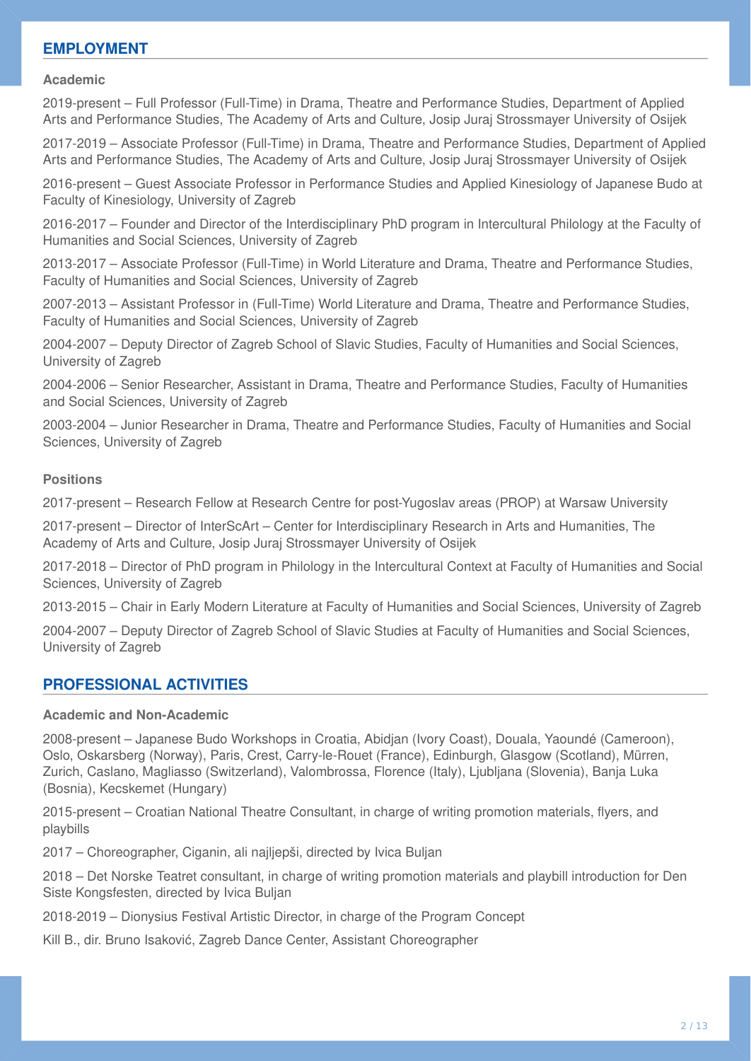## EMPLOYMENT

### Academic

2019-present – Full Professor (Full-Time) in Drama, Theatre and Performance Studies, Department of Applied Arts and Performance Studies, The Academy of Arts and Culture, Josip Juraj Strossmayer University of Osijek

2017-2019 – Associate Professor (Full-Time) in Drama, Theatre and Performance Studies, Department of Applied Arts and Performance Studies, The Academy of Arts and Culture, Josip Juraj Strossmayer University of Osijek

2016-present – Guest Associate Professor in Performance Studies and Applied Kinesiology of Japanese Budo at Faculty of Kinesiology, University of Zagreb

2016-2017 – Founder and Director of the Interdisciplinary PhD program in Intercultural Philology at the Faculty of Humanities and Social Sciences, University of Zagreb

2013-2017 – Associate Professor (Full-Time) in World Literature and Drama, Theatre and Performance Studies, Faculty of Humanities and Social Sciences, University of Zagreb

2007-2013 – Assistant Professor in (Full-Time) World Literature and Drama, Theatre and Performance Studies, Faculty of Humanities and Social Sciences, University of Zagreb

2004-2007 – Deputy Director of Zagreb School of Slavic Studies, Faculty of Humanities and Social Sciences, University of Zagreb

2004-2006 – Senior Researcher, Assistant in Drama, Theatre and Performance Studies, Faculty of Humanities and Social Sciences, University of Zagreb

2003-2004 – Junior Researcher in Drama, Theatre and Performance Studies, Faculty of Humanities and Social Sciences, University of Zagreb

### Positions

2017-present – Research Fellow at Research Centre for post-Yugoslav areas (PROP) at Warsaw University

2017-present – Director of InterScArt – Center for Interdisciplinary Research in Arts and Humanities, The Academy of Arts and Culture, Josip Juraj Strossmayer University of Osijek

2017-2018 – Director of PhD program in Philology in the Intercultural Context at Faculty of Humanities and Social Sciences, University of Zagreb

2013-2015 – Chair in Early Modern Literature at Faculty of Humanities and Social Sciences, University of Zagreb

2004-2007 – Deputy Director of Zagreb School of Slavic Studies at Faculty of Humanities and Social Sciences, University of Zagreb

## PROFESSIONAL ACTIVITIES

### Academic and Non-Academic

2008-present – Japanese Budo Workshops in Croatia, Abidjan (Ivory Coast), Douala, Yaoundé (Cameroon), Oslo, Oskarsberg (Norway), Paris, Crest, Carry-le-Rouet (France), Edinburgh, Glasgow (Scotland), Mürren, Zurich, Caslano, Magliasso (Switzerland), Valombrossa, Florence (Italy), Ljubljana (Slovenia), Banja Luka (Bosnia), Kecskemet (Hungary)

2015-present – Croatian National Theatre Consultant, in charge of writing promotion materials, flyers, and playbills

2017 – Choreographer, Ciganin, ali najljepši, directed by Ivica Buljan

2018 – Det Norske Teatret consultant, in charge of writing promotion materials and playbill introduction for Den Siste Kongsfesten, directed by Ivica Buljan

2018-2019 – Dionysius Festival Artistic Director, in charge of the Program Concept

Kill B., dir. Bruno Isaković, Zagreb Dance Center, Assistant Choreographer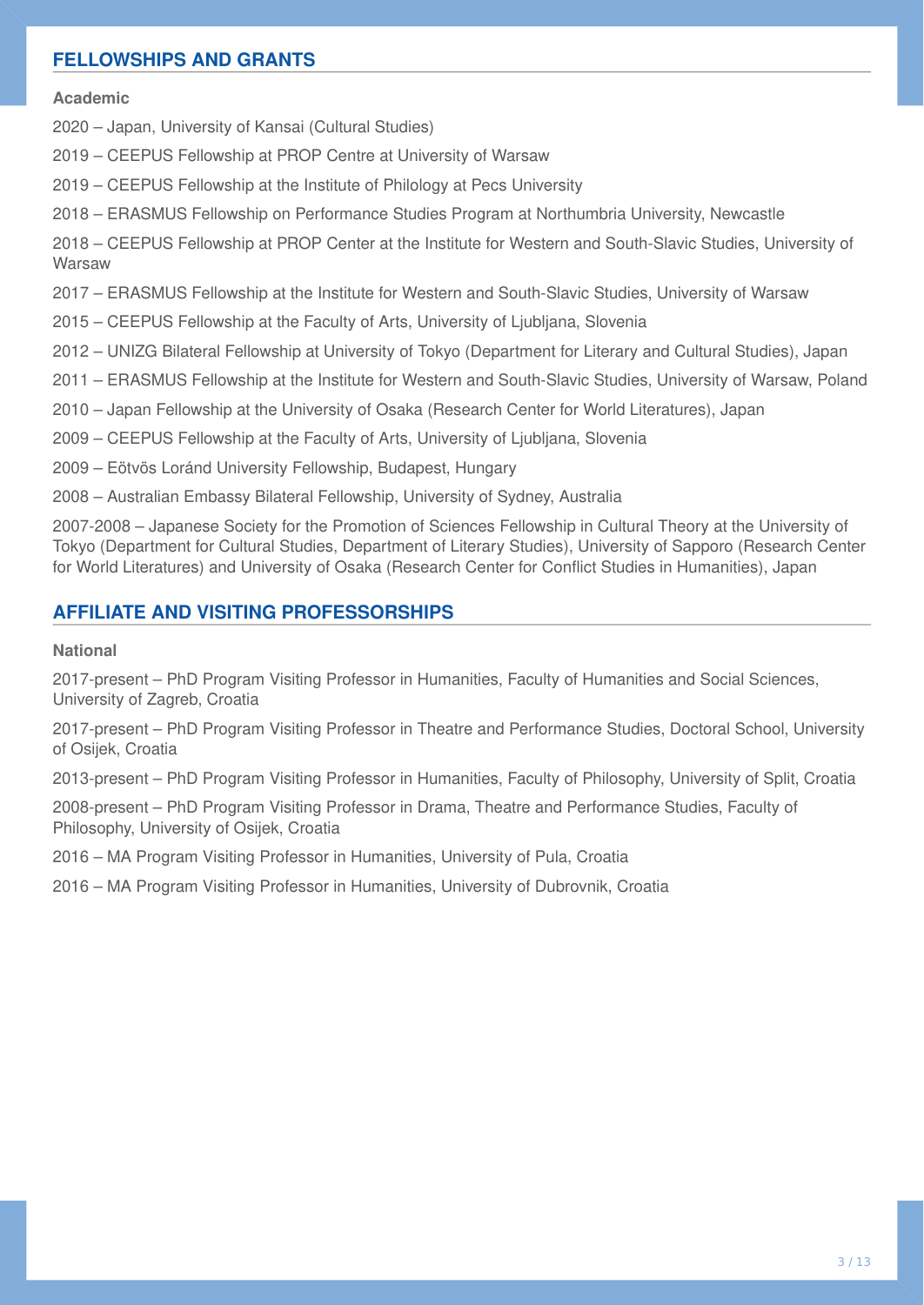## FELLOWSHIPS AND GRANTS

### Academic

2020 – Japan, University of Kansai (Cultural Studies)

2019 – CEEPUS Fellowship at PROP Centre at University of Warsaw

2019 – CEEPUS Fellowship at the Institute of Philology at Pecs University

2018 – ERASMUS Fellowship on Performance Studies Program at Northumbria University, Newcastle

2018 – CEEPUS Fellowship at PROP Center at the Institute for Western and South-Slavic Studies, University of Warsaw

2017 – ERASMUS Fellowship at the Institute for Western and South-Slavic Studies, University of Warsaw

2015 – CEEPUS Fellowship at the Faculty of Arts, University of Ljubljana, Slovenia

2012 – UNIZG Bilateral Fellowship at University of Tokyo (Department for Literary and Cultural Studies), Japan

2011 – ERASMUS Fellowship at the Institute for Western and South-Slavic Studies, University of Warsaw, Poland

2010 – Japan Fellowship at the University of Osaka (Research Center for World Literatures), Japan

2009 – CEEPUS Fellowship at the Faculty of Arts, University of Ljubljana, Slovenia

2009 – Eötvös Loránd University Fellowship, Budapest, Hungary

2008 – Australian Embassy Bilateral Fellowship, University of Sydney, Australia

2007-2008 – Japanese Society for the Promotion of Sciences Fellowship in Cultural Theory at the University of Tokyo (Department for Cultural Studies, Department of Literary Studies), University of Sapporo (Research Center for World Literatures) and University of Osaka (Research Center for Conflict Studies in Humanities), Japan

## AFFILIATE AND VISITING PROFESSORSHIPS

### National

2017-present – PhD Program Visiting Professor in Humanities, Faculty of Humanities and Social Sciences, University of Zagreb, Croatia

2017-present – PhD Program Visiting Professor in Theatre and Performance Studies, Doctoral School, University of Osijek, Croatia

2013-present – PhD Program Visiting Professor in Humanities, Faculty of Philosophy, University of Split, Croatia

2008-present – PhD Program Visiting Professor in Drama, Theatre and Performance Studies, Faculty of Philosophy, University of Osijek, Croatia

2016 – MA Program Visiting Professor in Humanities, University of Pula, Croatia

2016 – MA Program Visiting Professor in Humanities, University of Dubrovnik, Croatia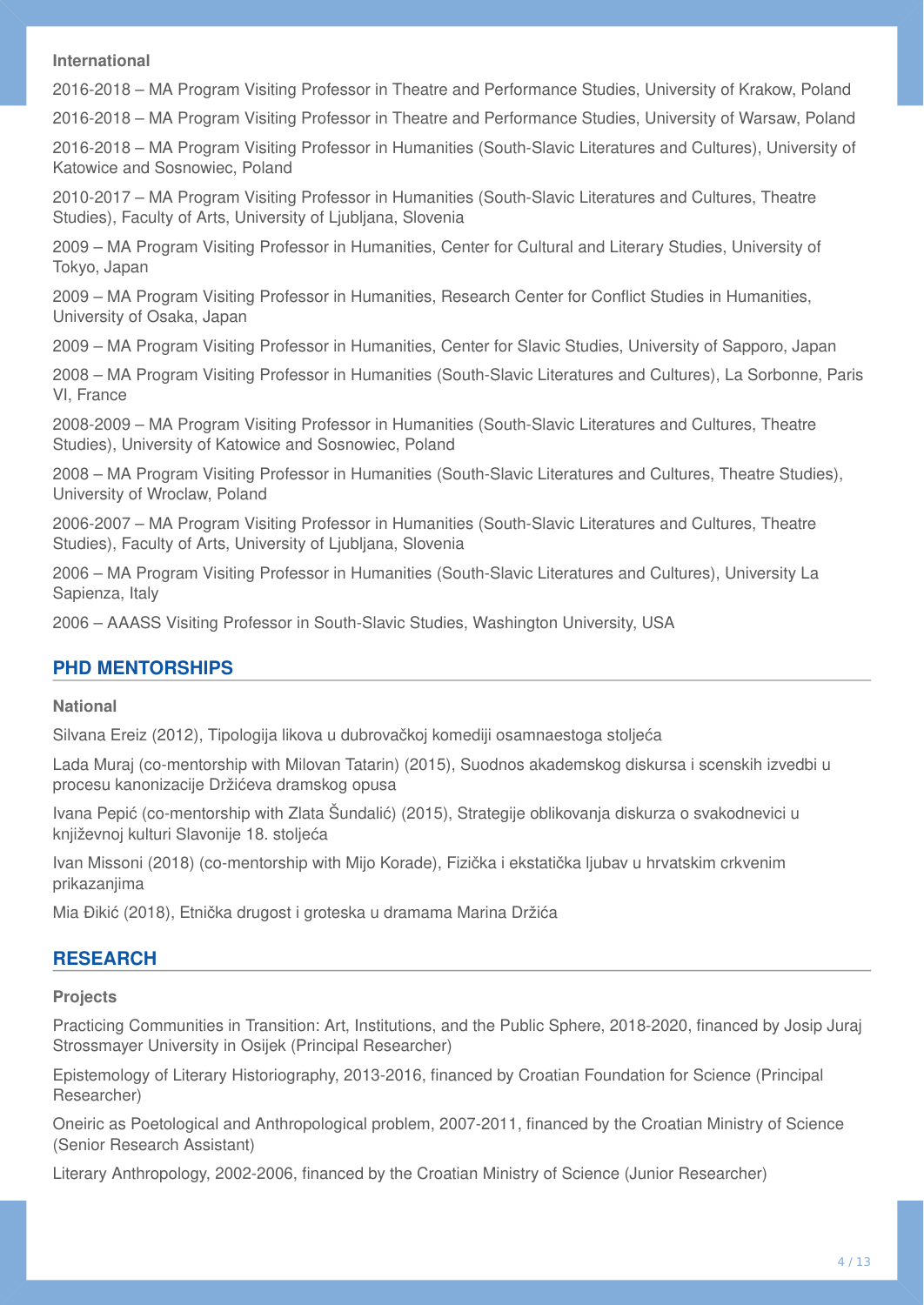### International

2016-2018 – MA Program Visiting Professor in Theatre and Performance Studies, University of Krakow, Poland

2016-2018 – MA Program Visiting Professor in Theatre and Performance Studies, University of Warsaw, Poland

2016-2018 – MA Program Visiting Professor in Humanities (South-Slavic Literatures and Cultures), University of Katowice and Sosnowiec, Poland

2010-2017 – MA Program Visiting Professor in Humanities (South-Slavic Literatures and Cultures, Theatre Studies), Faculty of Arts, University of Ljubljana, Slovenia

2009 – MA Program Visiting Professor in Humanities, Center for Cultural and Literary Studies, University of Tokyo, Japan

2009 – MA Program Visiting Professor in Humanities, Research Center for Conflict Studies in Humanities, University of Osaka, Japan

2009 – MA Program Visiting Professor in Humanities, Center for Slavic Studies, University of Sapporo, Japan

2008 – MA Program Visiting Professor in Humanities (South-Slavic Literatures and Cultures), La Sorbonne, Paris VI, France

2008-2009 – MA Program Visiting Professor in Humanities (South-Slavic Literatures and Cultures, Theatre Studies), University of Katowice and Sosnowiec, Poland

2008 – MA Program Visiting Professor in Humanities (South-Slavic Literatures and Cultures, Theatre Studies), University of Wroclaw, Poland

2006-2007 – MA Program Visiting Professor in Humanities (South-Slavic Literatures and Cultures, Theatre Studies), Faculty of Arts, University of Ljubljana, Slovenia

2006 – MA Program Visiting Professor in Humanities (South-Slavic Literatures and Cultures), University La Sapienza, Italy

2006 – AAASS Visiting Professor in South-Slavic Studies, Washington University, USA

## PHD MENTORSHIPS

### National

Silvana Ereiz (2012), Tipologija likova u dubrovačkoj komediji osamnaestoga stoljeća

Lada Muraj (co-mentorship with Milovan Tatarin) (2015), Suodnos akademskog diskursa i scenskih izvedbi u procesu kanonizacije Držićeva dramskog opusa

Ivana Pepić (co-mentorship with Zlata Šundalić) (2015), Strategije oblikovanja diskurza o svakodnevici u književnoj kulturi Slavonije 18. stoljeća

Ivan Missoni (2018) (co-mentorship with Mijo Korade), Fizička i ekstatička ljubav u hrvatskim crkvenim prikazanjima

Mia Đikić (2018), Etnička drugost i groteska u dramama Marina Držića

## RESEARCH

### Projects

Practicing Communities in Transition: Art, Institutions, and the Public Sphere, 2018-2020, financed by Josip Juraj Strossmayer University in Osijek (Principal Researcher)

Epistemology of Literary Historiography, 2013-2016, financed by Croatian Foundation for Science (Principal Researcher)

Oneiric as Poetological and Anthropological problem, 2007-2011, financed by the Croatian Ministry of Science (Senior Research Assistant)

Literary Anthropology, 2002-2006, financed by the Croatian Ministry of Science (Junior Researcher)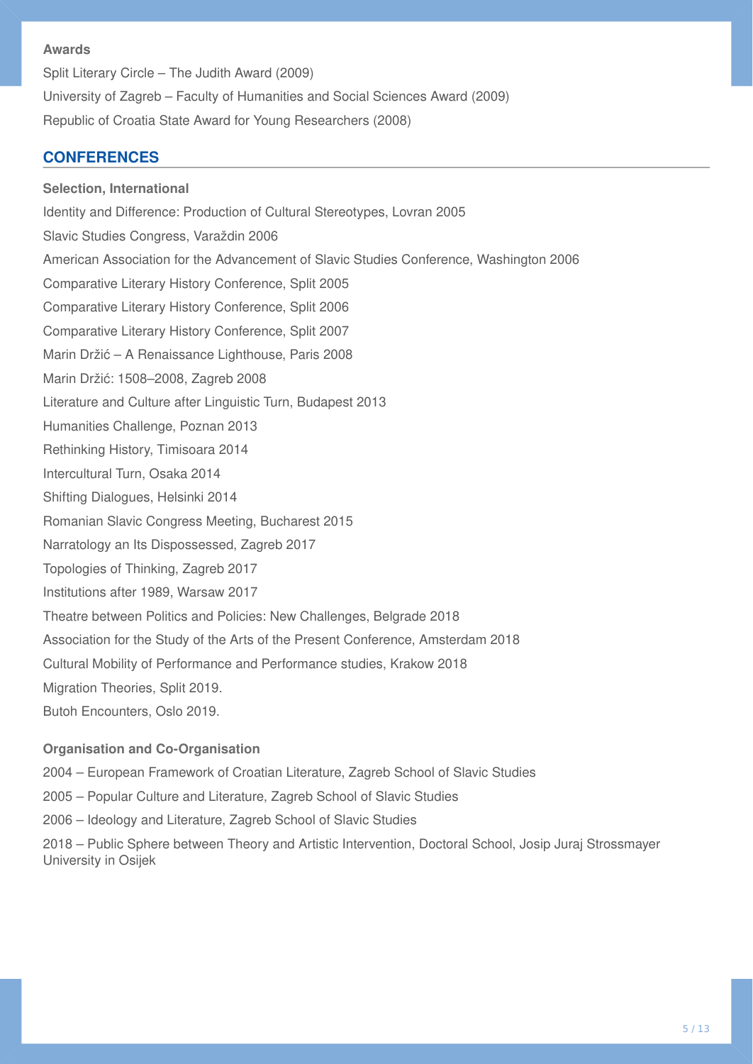**Awards**

Split Literary Circle – The Judith Award (2009)

University of Zagreb – Faculty of Humanities and Social Sciences Award (2009)

Republic of Croatia State Award for Young Researchers (2008)

## CONFERENCES

**Selection, International**

Identity and Difference: Production of Cultural Stereotypes, Lovran 2005

Slavic Studies Congress, Varaždin 2006

American Association for the Advancement of Slavic Studies Conference, Washington 2006

Comparative Literary History Conference, Split 2005

Comparative Literary History Conference, Split 2006

Comparative Literary History Conference, Split 2007

Marin Držić – A Renaissance Lighthouse, Paris 2008

Marin Držić: 1508–2008, Zagreb 2008

Literature and Culture after Linguistic Turn, Budapest 2013

Humanities Challenge, Poznan 2013

Rethinking History, Timisoara 2014

Intercultural Turn, Osaka 2014

Shifting Dialogues, Helsinki 2014

Romanian Slavic Congress Meeting, Bucharest 2015

Narratology an Its Dispossessed, Zagreb 2017

Topologies of Thinking, Zagreb 2017

Institutions after 1989, Warsaw 2017

Theatre between Politics and Policies: New Challenges, Belgrade 2018

Association for the Study of the Arts of the Present Conference, Amsterdam 2018

Cultural Mobility of Performance and Performance studies, Krakow 2018

Migration Theories, Split 2019.

Butoh Encounters, Oslo 2019.

**Organisation and Co-Organisation**

2004 – European Framework of Croatian Literature, Zagreb School of Slavic Studies

2005 – Popular Culture and Literature, Zagreb School of Slavic Studies

2006 – Ideology and Literature, Zagreb School of Slavic Studies

2018 – Public Sphere between Theory and Artistic Intervention, Doctoral School, Josip Juraj Strossmayer University in Osijek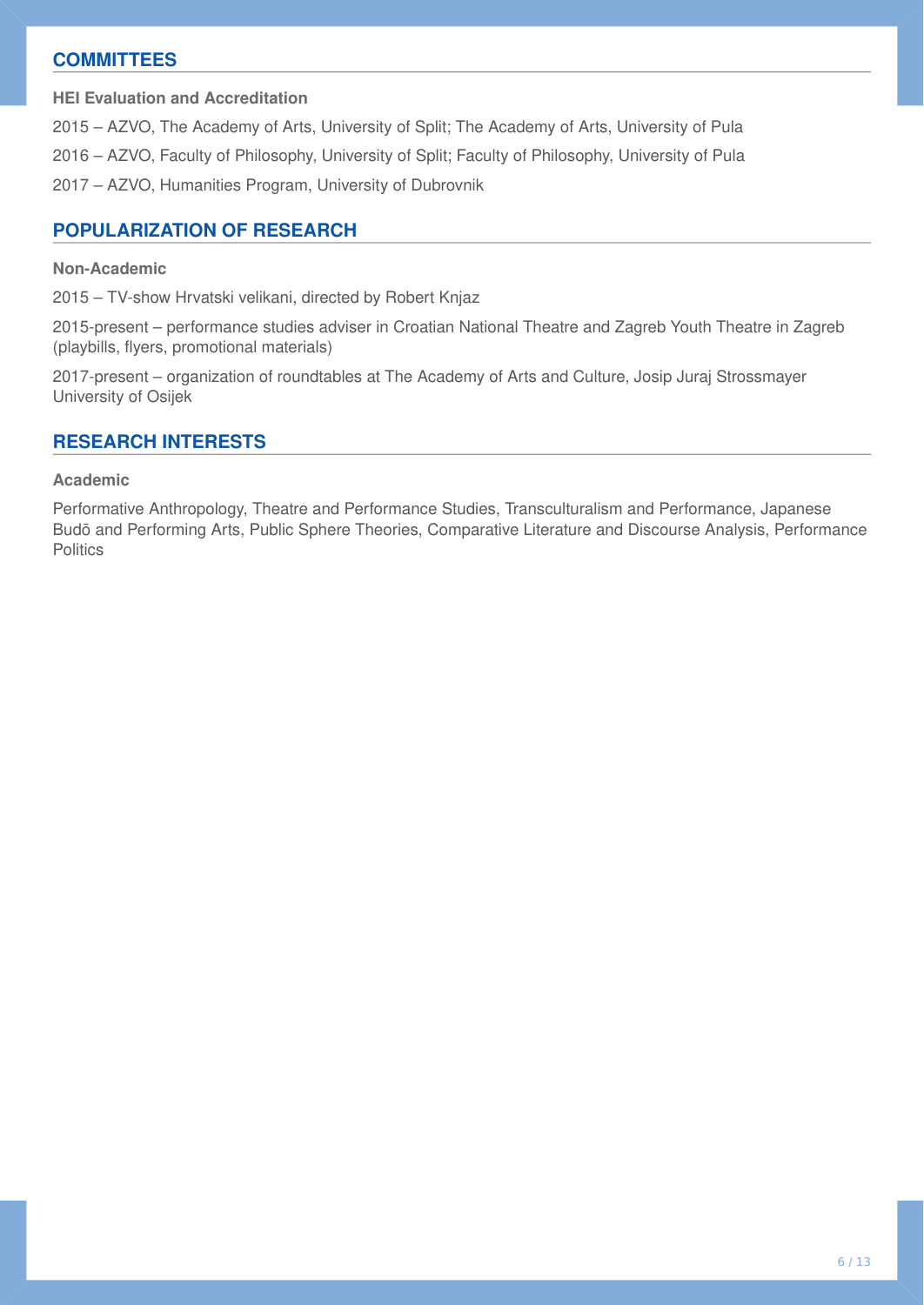## COMMITTEES

### HEI Evaluation and Accreditation

2015 – AZVO, The Academy of Arts, University of Split; The Academy of Arts, University of Pula

2016 – AZVO, Faculty of Philosophy, University of Split; Faculty of Philosophy, University of Pula

2017 – AZVO, Humanities Program, University of Dubrovnik

## POPULARIZATION OF RESEARCH

### Non-Academic

2015 – TV-show Hrvatski velikani, directed by Robert Knjaz

2015-present – performance studies adviser in Croatian National Theatre and Zagreb Youth Theatre in Zagreb (playbills, flyers, promotional materials)

2017-present – organization of roundtables at The Academy of Arts and Culture, Josip Juraj Strossmayer University of Osijek

## RESEARCH INTERESTS

### Academic

Performative Anthropology, Theatre and Performance Studies, Transculturalism and Performance, Japanese Budō and Performing Arts, Public Sphere Theories, Comparative Literature and Discourse Analysis, Performance Politics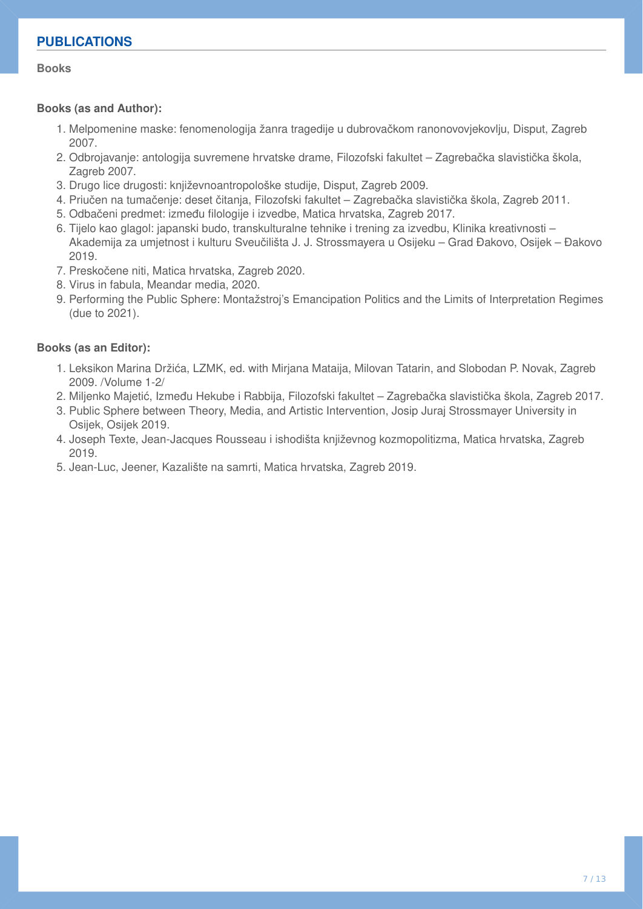## PUBLICATIONS

### Books

#### Books (as and Author):

1. Melpomenine maske: fenomenologija žanra tragedije u dubrovačkom ranonovovjekovlju, Disput, Zagreb 2007.
2. Odbrojavanje: antologija suvremene hrvatske drame, Filozofski fakultet – Zagrebačka slavistička škola, Zagreb 2007.
3. Drugo lice drugosti: književnoantropološke studije, Disput, Zagreb 2009.
4. Priučen na tumačenje: deset čitanja, Filozofski fakultet – Zagrebačka slavistička škola, Zagreb 2011.
5. Odbačeni predmet: između filologije i izvedbe, Matica hrvatska, Zagreb 2017.
6. Tijelo kao glagol: japanski budo, transkulturalne tehnike i trening za izvedbu, Klinika kreativnosti – Akademija za umjetnost i kulturu Sveučilišta J. J. Strossmayera u Osijeku – Grad Đakovo, Osijek – Đakovo 2019.
7. Preskočene niti, Matica hrvatska, Zagreb 2020.
8. Virus in fabula, Meandar media, 2020.
9. Performing the Public Sphere: Montažstroj's Emancipation Politics and the Limits of Interpretation Regimes (due to 2021).

#### Books (as an Editor):

1. Leksikon Marina Držića, LZMK, ed. with Mirjana Mataija, Milovan Tatarin, and Slobodan P. Novak, Zagreb 2009. /Volume 1-2/
2. Miljenko Majetić, Između Hekube i Rabbija, Filozofski fakultet – Zagrebačka slavistička škola, Zagreb 2017.
3. Public Sphere between Theory, Media, and Artistic Intervention, Josip Juraj Strossmayer University in Osijek, Osijek 2019.
4. Joseph Texte, Jean-Jacques Rousseau i ishodišta književnog kozmopolitizma, Matica hrvatska, Zagreb 2019.
5. Jean-Luc, Jeener, Kazalište na samrti, Matica hrvatska, Zagreb 2019.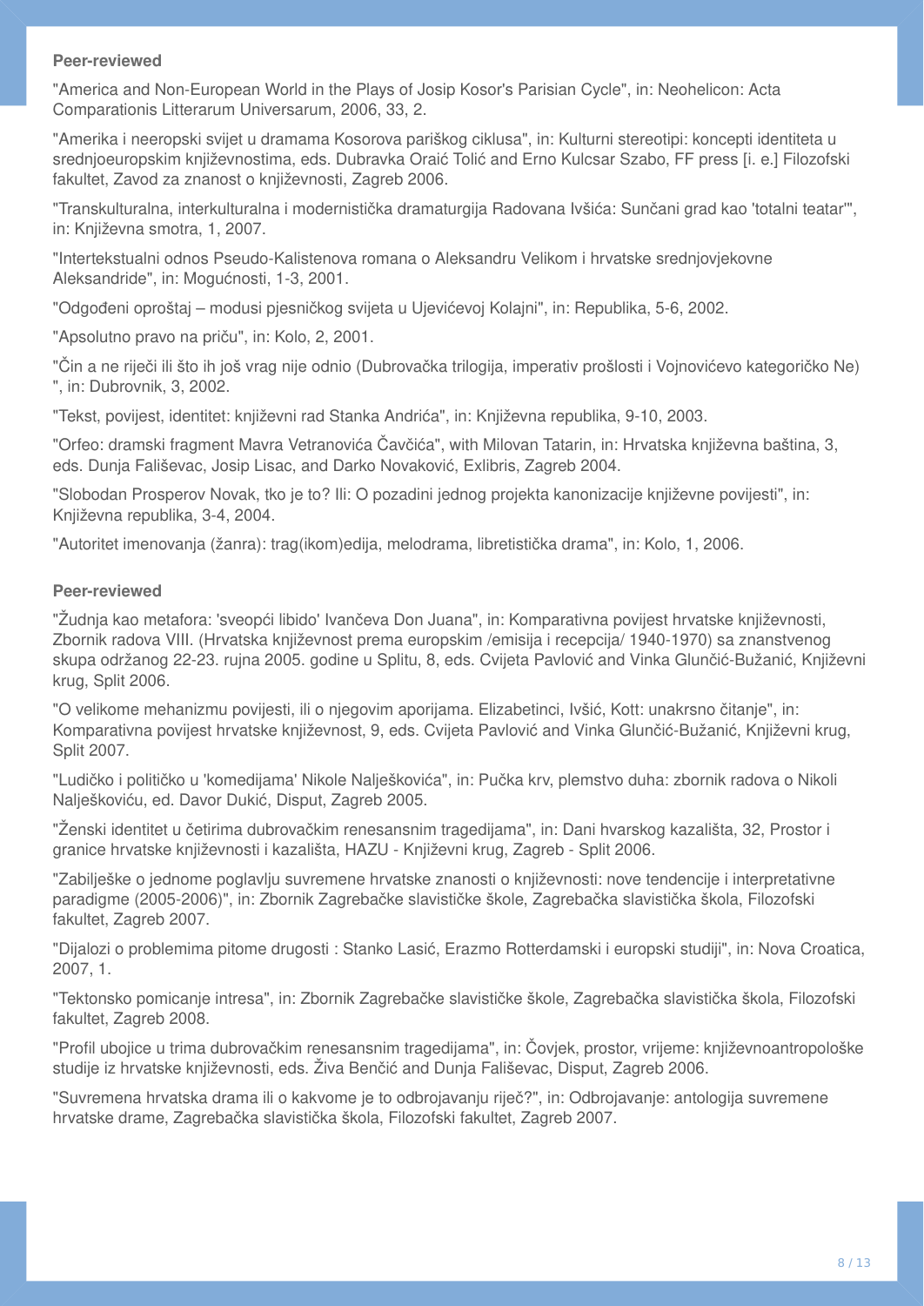**Peer-reviewed**

"America and Non-European World in the Plays of Josip Kosor's Parisian Cycle", in: Neohelicon: Acta Comparationis Litterarum Universarum, 2006, 33, 2.

"Amerika i neeropski svijet u dramama Kosorova pariškog ciklusa", in: Kulturni stereotipi: koncepti identiteta u srednjoeuropskim književnostima, eds. Dubravka Oraić Tolić and Erno Kulcsar Szabo, FF press [i. e.] Filozofski fakultet, Zavod za znanost o književnosti, Zagreb 2006.

"Transkulturalna, interkulturalna i modernistička dramaturgija Radovana Ivšića: Sunčani grad kao 'totalni teatar'", in: Književna smotra, 1, 2007.

"Intertekstualni odnos Pseudo-Kalistenova romana o Aleksandru Velikom i hrvatske srednjovjekovne Aleksandride", in: Mogućnosti, 1-3, 2001.

"Odgođeni oproštaj – modusi pjesničkog svijeta u Ujevićevoj Kolajni", in: Republika, 5-6, 2002.

"Apsolutno pravo na priču", in: Kolo, 2, 2001.

"Čin a ne riječi ili što ih još vrag nije odnio (Dubrovačka trilogija, imperativ prošlosti i Vojnovićevo kategoričko Ne) ", in: Dubrovnik, 3, 2002.

"Tekst, povijest, identitet: književni rad Stanka Andrića", in: Književna republika, 9-10, 2003.

"Orfeo: dramski fragment Mavra Vetranovića Čavčića", with Milovan Tatarin, in: Hrvatska književna baština, 3, eds. Dunja Fališevac, Josip Lisac, and Darko Novaković, Exlibris, Zagreb 2004.

"Slobodan Prosperov Novak, tko je to? Ili: O pozadini jednog projekta kanonizacije književne povijesti", in: Književna republika, 3-4, 2004.

"Autoritet imenovanja (žanra): trag(ikom)edija, melodrama, libretistička drama", in: Kolo, 1, 2006.

**Peer-reviewed**

"Žudnja kao metafora: 'sveopći libido' Ivančeva Don Juana", in: Komparativna povijest hrvatske književnosti, Zbornik radova VIII. (Hrvatska književnost prema europskim /emisija i recepcija/ 1940-1970) sa znanstvenog skupa održanog 22-23. rujna 2005. godine u Splitu, 8, eds. Cvijeta Pavlović and Vinka Glunčić-Bužanić, Književni krug, Split 2006.

"O velikome mehanizmu povijesti, ili o njegovim aporijama. Elizabetinci, Ivšić, Kott: unakrsno čitanje", in: Komparativna povijest hrvatske književnost, 9, eds. Cvijeta Pavlović and Vinka Glunčić-Bužanić, Književni krug, Split 2007.

"Ludičko i političko u 'komedijama' Nikole Nalješkovića", in: Pučka krv, plemstvo duha: zbornik radova o Nikoli Nalješkoviću, ed. Davor Dukić, Disput, Zagreb 2005.

"Ženski identitet u četirima dubrovačkim renesansnim tragedijama", in: Dani hvarskog kazališta, 32, Prostor i granice hrvatske književnosti i kazališta, HAZU - Književni krug, Zagreb - Split 2006.

"Zabilješke o jednome poglavlju suvremene hrvatske znanosti o književnosti: nove tendencije i interpretativne paradigme (2005-2006)", in: Zbornik Zagrebačke slavističke škole, Zagrebačka slavistička škola, Filozofski fakultet, Zagreb 2007.

"Dijalozi o problemima pitome drugosti : Stanko Lasić, Erazmo Rotterdamski i europski studiji", in: Nova Croatica, 2007, 1.

"Tektonsko pomicanje intresa", in: Zbornik Zagrebačke slavističke škole, Zagrebačka slavistička škola, Filozofski fakultet, Zagreb 2008.

"Profil ubojice u trima dubrovačkim renesansnim tragedijama", in: Čovjek, prostor, vrijeme: književnoantropološke studije iz hrvatske književnosti, eds. Živa Benčić and Dunja Fališevac, Disput, Zagreb 2006.

"Suvremena hrvatska drama ili o kakvome je to odbrojavanju riječ?", in: Odbrojavanje: antologija suvremene hrvatske drame, Zagrebačka slavistička škola, Filozofski fakultet, Zagreb 2007.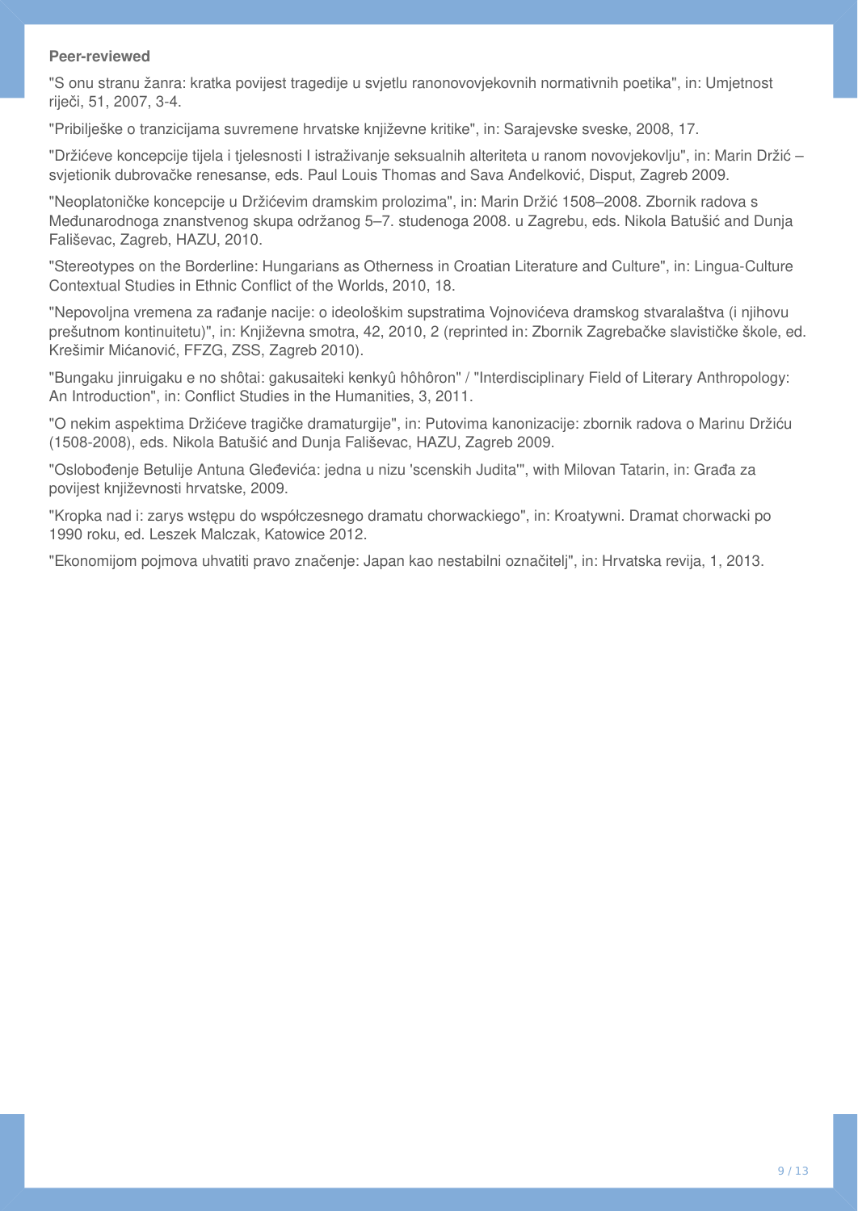**Peer-reviewed**

"S onu stranu žanra: kratka povijest tragedije u svjetlu ranonovovjekovnih normativnih poetika", in: Umjetnost riječi, 51, 2007, 3-4.

"Pribilješke o tranzicijama suvremene hrvatske književne kritike", in: Sarajevske sveske, 2008, 17.

"Držićeve koncepcije tijela i tjelesnosti I istraživanje seksualnih alteriteta u ranom novovjekovlju", in: Marin Držić – svjetionik dubrovačke renesanse, eds. Paul Louis Thomas and Sava Anđelković, Disput, Zagreb 2009.

"Neoplatoničke koncepcije u Držićevim dramskim prolozima", in: Marin Držić 1508–2008. Zbornik radova s Međunarodnoga znanstvenog skupa održanog 5–7. studenoga 2008. u Zagrebu, eds. Nikola Batušić and Dunja Fališevac, Zagreb, HAZU, 2010.

"Stereotypes on the Borderline: Hungarians as Otherness in Croatian Literature and Culture", in: Lingua-Culture Contextual Studies in Ethnic Conflict of the Worlds, 2010, 18.

"Nepovoljna vremena za rađanje nacije: o ideološkim supstratima Vojnovićeva dramskog stvaralaštva (i njihovu prešutnom kontinuitetu)", in: Književna smotra, 42, 2010, 2 (reprinted in: Zbornik Zagrebačke slavističke škole, ed. Krešimir Mićanović, FFZG, ZSS, Zagreb 2010).

"Bungaku jinruigaku e no shôtai: gakusaiteki kenkyû hôhôron" / "Interdisciplinary Field of Literary Anthropology: An Introduction", in: Conflict Studies in the Humanities, 3, 2011.

"O nekim aspektima Držićeve tragičke dramaturgije", in: Putovima kanonizacije: zbornik radova o Marinu Držiću (1508-2008), eds. Nikola Batušić and Dunja Fališevac, HAZU, Zagreb 2009.

"Oslobođenje Betulije Antuna Gleđevića: jedna u nizu 'scenskih Judita'", with Milovan Tatarin, in: Građa za povijest književnosti hrvatske, 2009.

"Kropka nad i: zarys wstępu do współczesnego dramatu chorwackiego", in: Kroatywni. Dramat chorwacki po 1990 roku, ed. Leszek Malczak, Katowice 2012.

"Ekonomijom pojmova uhvatiti pravo značenje: Japan kao nestabilni označitelj", in: Hrvatska revija, 1, 2013.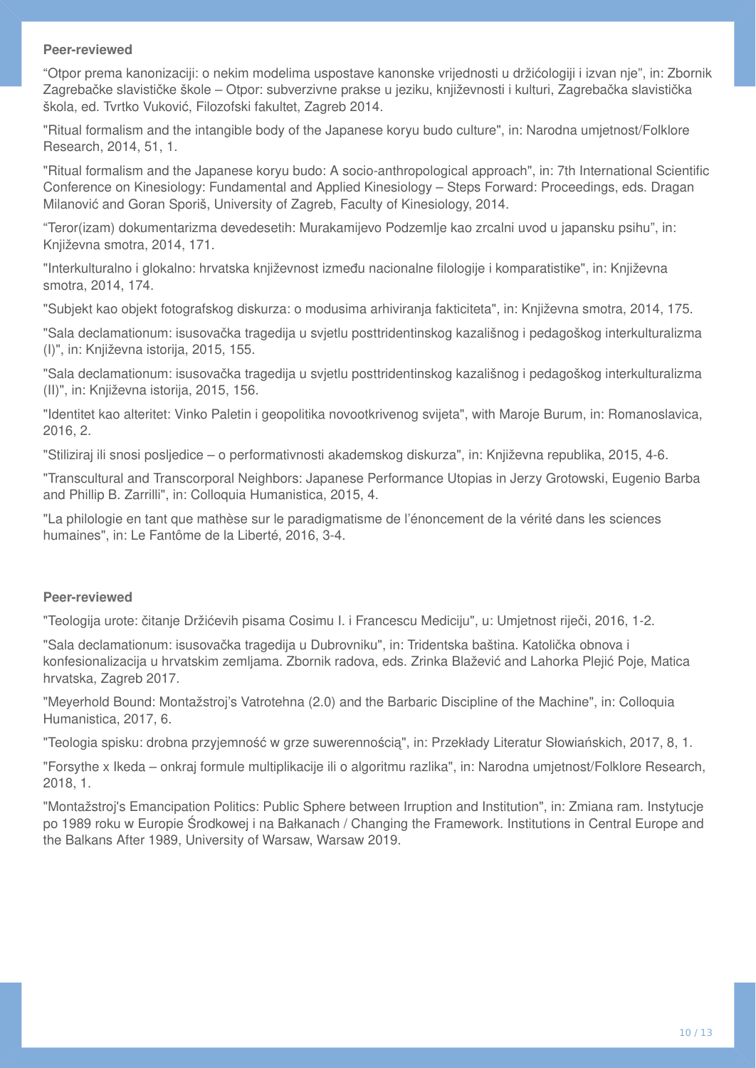**Peer-reviewed**

“Otpor prema kanonizaciji: o nekim modelima uspostave kanonske vrijednosti u držićologiji i izvan nje”, in: Zbornik Zagrebačke slavističke škole – Otpor: subverzivne prakse u jeziku, književnosti i kulturi, Zagrebačka slavistička škola, ed. Tvrtko Vuković, Filozofski fakultet, Zagreb 2014.

"Ritual formalism and the intangible body of the Japanese koryu budo culture", in: Narodna umjetnost/Folklore Research, 2014, 51, 1.

"Ritual formalism and the Japanese koryu budo: A socio-anthropological approach", in: 7th International Scientific Conference on Kinesiology: Fundamental and Applied Kinesiology – Steps Forward: Proceedings, eds. Dragan Milanović and Goran Sporiš, University of Zagreb, Faculty of Kinesiology, 2014.

“Teror(izam) dokumentarizma devedesetih: Murakamijevo Podzemlje kao zrcalni uvod u japansku psihu”, in: Književna smotra, 2014, 171.

"Interkulturalno i glokalno: hrvatska književnost između nacionalne filologije i komparatistike", in: Književna smotra, 2014, 174.

"Subjekt kao objekt fotografskog diskurza: o modusima arhiviranja fakticiteta", in: Književna smotra, 2014, 175.

"Sala declamationum: isusovačka tragedija u svjetlu posttridentinskog kazališnog i pedagoškog interkulturalizma (I)", in: Književna istorija, 2015, 155.

"Sala declamationum: isusovačka tragedija u svjetlu posttridentinskog kazališnog i pedagoškog interkulturalizma (II)", in: Književna istorija, 2015, 156.

"Identitet kao alteritet: Vinko Paletin i geopolitika novootkrivenog svijeta", with Maroje Burum, in: Romanoslavica, 2016, 2.

"Stiliziraj ili snosi posljedice – o performativnosti akademskog diskurza", in: Književna republika, 2015, 4-6.

"Transcultural and Transcorporal Neighbors: Japanese Performance Utopias in Jerzy Grotowski, Eugenio Barba and Phillip B. Zarrilli", in: Colloquia Humanistica, 2015, 4.

"La philologie en tant que mathèse sur le paradigmatisme de l’énoncement de la vérité dans les sciences humaines", in: Le Fantôme de la Liberté, 2016, 3-4.

**Peer-reviewed**

"Teologija urote: čitanje Držićevih pisama Cosimu I. i Francescu Mediciju", u: Umjetnost riječi, 2016, 1-2.

"Sala declamationum: isusovačka tragedija u Dubrovniku", in: Tridentska baština. Katolička obnova i konfesionalizacija u hrvatskim zemljama. Zbornik radova, eds. Zrinka Blažević and Lahorka Plejić Poje, Matica hrvatska, Zagreb 2017.

"Meyerhold Bound: Montažstroj’s Vatrotehna (2.0) and the Barbaric Discipline of the Machine", in: Colloquia Humanistica, 2017, 6.

"Teologia spisku: drobna przyjemność w grze suwerennością", in: Przekłady Literatur Słowiańskich, 2017, 8, 1.

"Forsythe x Ikeda – onkraj formule multiplikacije ili o algoritmu razlika", in: Narodna umjetnost/Folklore Research, 2018, 1.

"Montažstroj's Emancipation Politics: Public Sphere between Irruption and Institution", in: Zmiana ram. Instytucje po 1989 roku w Europie Środkowej i na Bałkanach / Changing the Framework. Institutions in Central Europe and the Balkans After 1989, University of Warsaw, Warsaw 2019.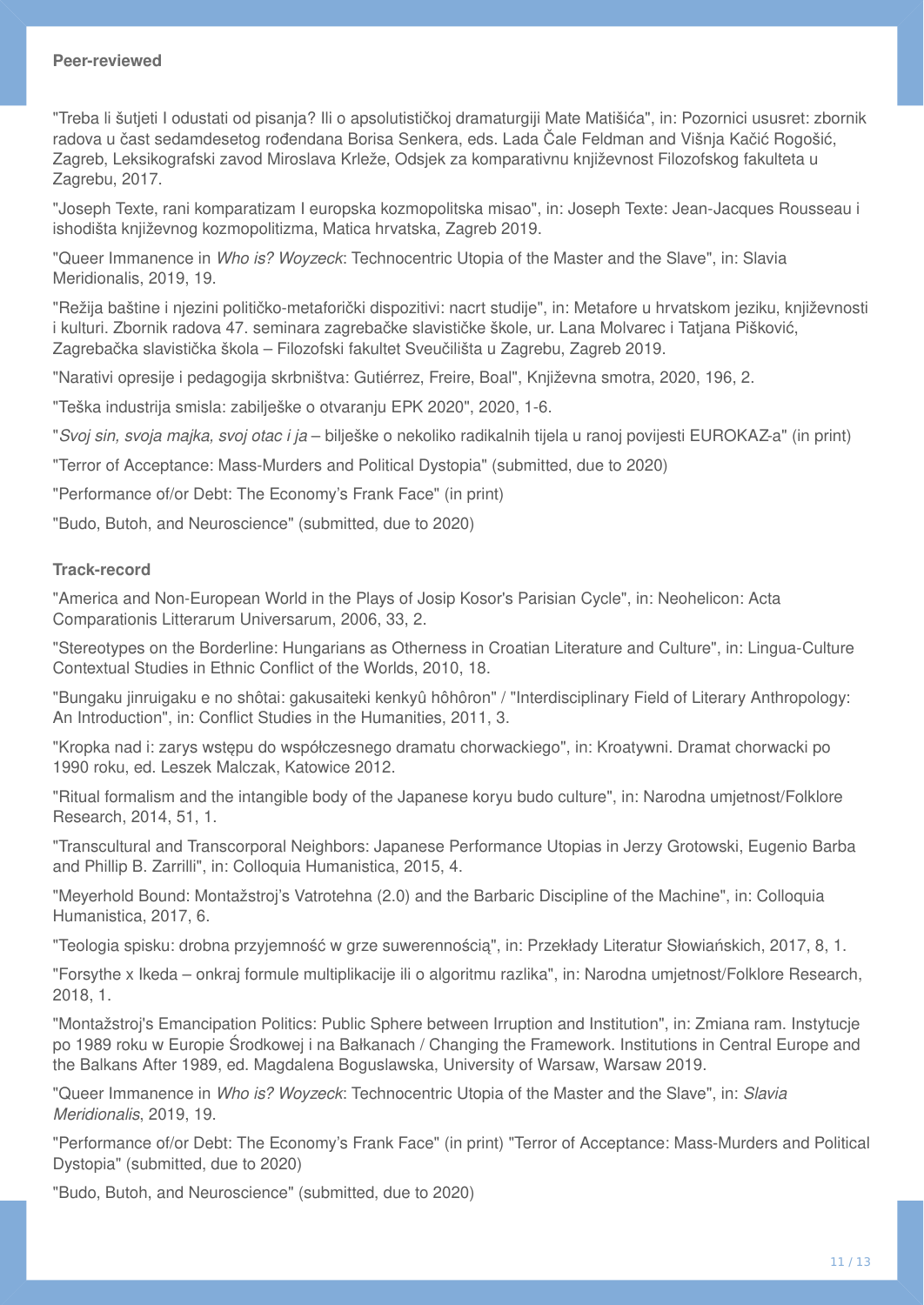**Peer-reviewed**

"Treba li šutjeti I odustati od pisanja? Ili o apsolutističkoj dramaturgiji Mate Matišića", in: Pozornici ususret: zbornik radova u čast sedamdesetog rođendana Borisa Senkera, eds. Lada Čale Feldman and Višnja Kačić Rogošić, Zagreb, Leksikografski zavod Miroslava Krleže, Odsjek za komparativnu književnost Filozofskog fakulteta u Zagrebu, 2017.

"Joseph Texte, rani komparatizam I europska kozmopolitska misao", in: Joseph Texte: Jean-Jacques Rousseau i ishodišta književnog kozmopolitizma, Matica hrvatska, Zagreb 2019.

"Queer Immanence in *Who is? Woyzeck*: Technocentric Utopia of the Master and the Slave", in: Slavia Meridionalis, 2019, 19.

"Režija baštine i njezini političko-metaforički dispozitivi: nacrt studije", in: Metafore u hrvatskom jeziku, književnosti i kulturi. Zbornik radova 47. seminara zagrebačke slavističke škole, ur. Lana Molvarec i Tatjana Pišković, Zagrebačka slavistička škola – Filozofski fakultet Sveučilišta u Zagrebu, Zagreb 2019.

"Narativi opresije i pedagogija skrbništva: Gutiérrez, Freire, Boal", Književna smotra, 2020, 196, 2.

"Teška industrija smisla: zabilješke o otvaranju EPK 2020", 2020, 1-6.

"*Svoj sin, svoja majka, svoj otac i ja* – bilješke o nekoliko radikalnih tijela u ranoj povijesti EUROKAZ-a" (in print)

"Terror of Acceptance: Mass-Murders and Political Dystopia" (submitted, due to 2020)

"Performance of/or Debt: The Economy's Frank Face" (in print)

"Budo, Butoh, and Neuroscience" (submitted, due to 2020)

**Track-record**

"America and Non-European World in the Plays of Josip Kosor's Parisian Cycle", in: Neohelicon: Acta Comparationis Litterarum Universarum, 2006, 33, 2.

"Stereotypes on the Borderline: Hungarians as Otherness in Croatian Literature and Culture", in: Lingua-Culture Contextual Studies in Ethnic Conflict of the Worlds, 2010, 18.

"Bungaku jinruigaku e no shôtai: gakusaiteki kenkyû hôhôron" / "Interdisciplinary Field of Literary Anthropology: An Introduction", in: Conflict Studies in the Humanities, 2011, 3.

"Kropka nad i: zarys wstępu do współczesnego dramatu chorwackiego", in: Kroatywni. Dramat chorwacki po 1990 roku, ed. Leszek Malczak, Katowice 2012.

"Ritual formalism and the intangible body of the Japanese koryu budo culture", in: Narodna umjetnost/Folklore Research, 2014, 51, 1.

"Transcultural and Transcorporal Neighbors: Japanese Performance Utopias in Jerzy Grotowski, Eugenio Barba and Phillip B. Zarrilli", in: Colloquia Humanistica, 2015, 4.

"Meyerhold Bound: Montažstroj's Vatrotehna (2.0) and the Barbaric Discipline of the Machine", in: Colloquia Humanistica, 2017, 6.

"Teologia spisku: drobna przyjemność w grze suwerennością", in: Przekłady Literatur Słowiańskich, 2017, 8, 1.

"Forsythe x Ikeda – onkraj formule multiplikacije ili o algoritmu razlika", in: Narodna umjetnost/Folklore Research, 2018, 1.

"Montažstroj's Emancipation Politics: Public Sphere between Irruption and Institution", in: Zmiana ram. Instytucje po 1989 roku w Europie Środkowej i na Bałkanach / Changing the Framework. Institutions in Central Europe and the Balkans After 1989, ed. Magdalena Boguslawska, University of Warsaw, Warsaw 2019.

"Queer Immanence in *Who is? Woyzeck*: Technocentric Utopia of the Master and the Slave", in: *Slavia Meridionalis*, 2019, 19.

"Performance of/or Debt: The Economy's Frank Face" (in print) "Terror of Acceptance: Mass-Murders and Political Dystopia" (submitted, due to 2020)

"Budo, Butoh, and Neuroscience" (submitted, due to 2020)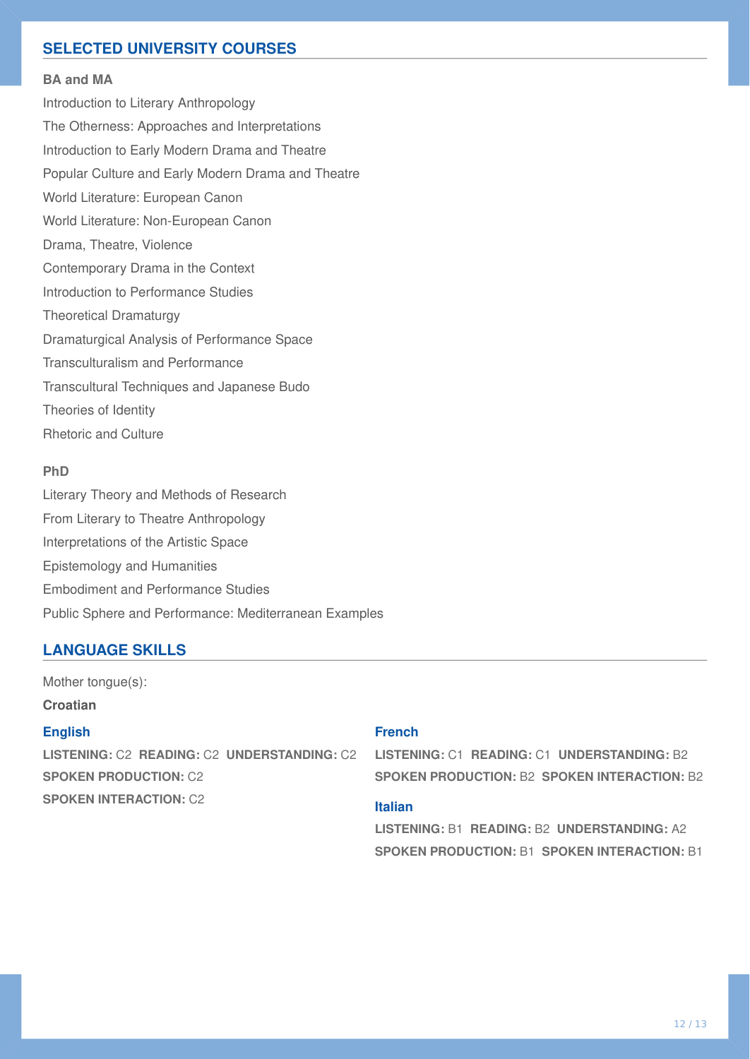## SELECTED UNIVERSITY COURSES

**BA and MA**

Introduction to Literary Anthropology

The Otherness: Approaches and Interpretations

Introduction to Early Modern Drama and Theatre

Popular Culture and Early Modern Drama and Theatre

World Literature: European Canon

World Literature: Non-European Canon

Drama, Theatre, Violence

Contemporary Drama in the Context

Introduction to Performance Studies

Theoretical Dramaturgy

Dramaturgical Analysis of Performance Space

Transculturalism and Performance

Transcultural Techniques and Japanese Budo

Theories of Identity

Rhetoric and Culture

**PhD**

Literary Theory and Methods of Research

From Literary to Theatre Anthropology

Interpretations of the Artistic Space

Epistemology and Humanities

Embodiment and Performance Studies

Public Sphere and Performance: Mediterranean Examples

## LANGUAGE SKILLS

Mother tongue(s):

**Croatian**

### English

**LISTENING:** C2 **READING:** C2 **UNDERSTANDING:** C2
**SPOKEN PRODUCTION:** C2
**SPOKEN INTERACTION:** C2

### French

**LISTENING:** C1 **READING:** C1 **UNDERSTANDING:** B2
**SPOKEN PRODUCTION:** B2 **SPOKEN INTERACTION:** B2

### Italian

**LISTENING:** B1 **READING:** B2 **UNDERSTANDING:** A2
**SPOKEN PRODUCTION:** B1 **SPOKEN INTERACTION:** B1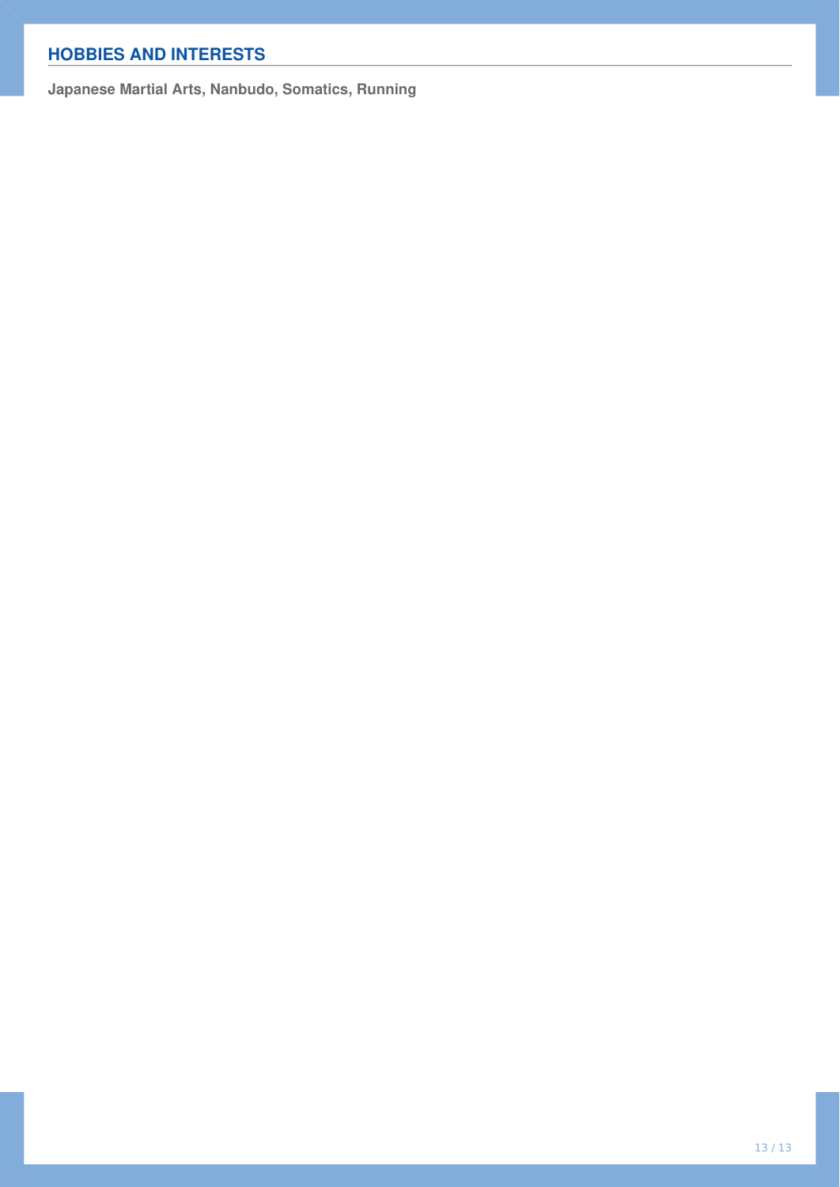## HOBBIES AND INTERESTS

**Japanese Martial Arts, Nanbudo, Somatics, Running**